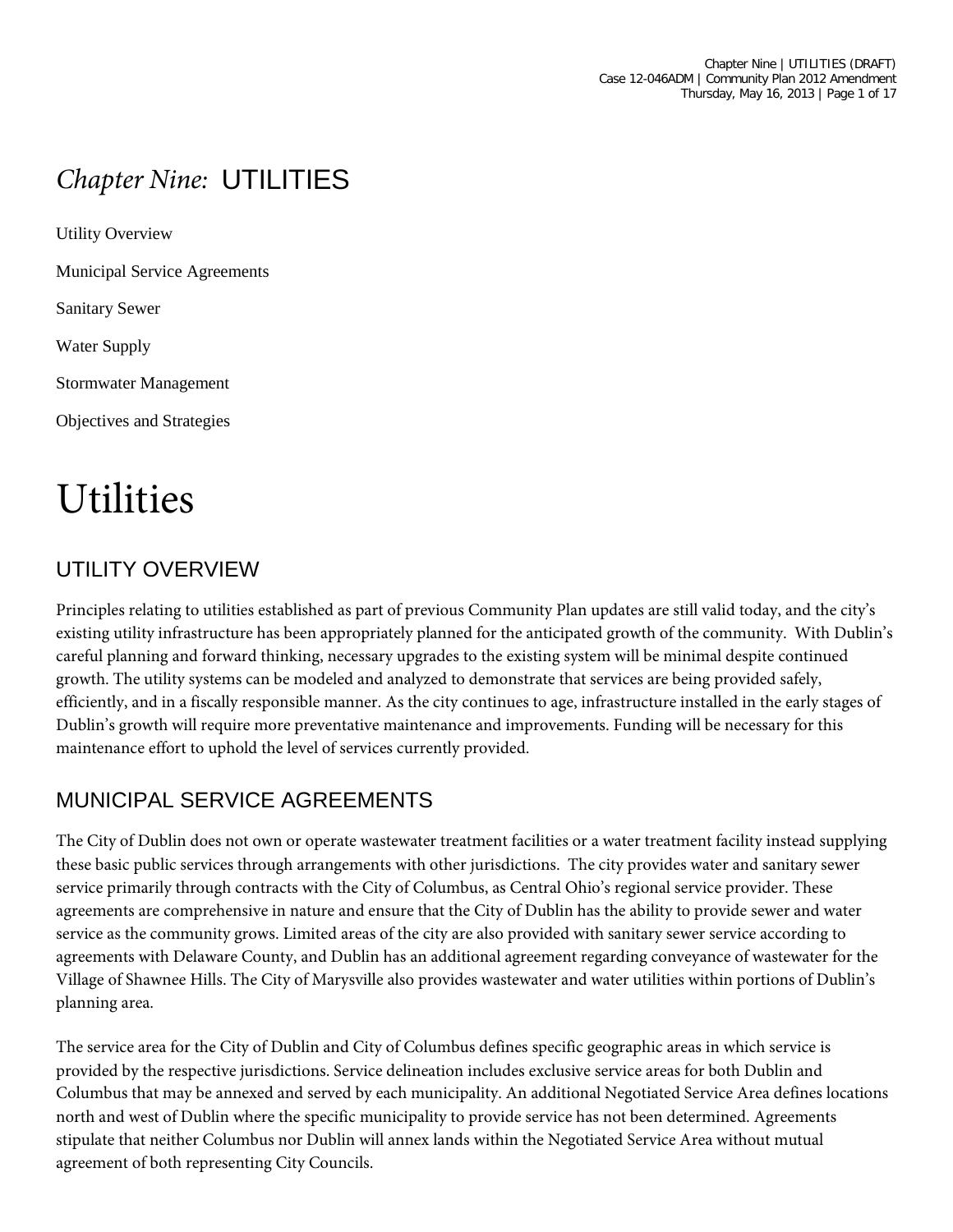# *Chapter Nine:* UTILITIES

Utility Overview

Municipal Service Agreements

Sanitary Sewer

Water Supply

Stormwater Management

Objectives and Strategies

# Utilities

## UTILITY OVERVIEW

Principles relating to utilities established as part of previous Community Plan updates are still valid today, and the city's existing utility infrastructure has been appropriately planned for the anticipated growth of the community. With Dublin's careful planning and forward thinking, necessary upgrades to the existing system will be minimal despite continued growth. The utility systems can be modeled and analyzed to demonstrate that services are being provided safely, efficiently, and in a fiscally responsible manner. As the city continues to age, infrastructure installed in the early stages of Dublin's growth will require more preventative maintenance and improvements. Funding will be necessary for this maintenance effort to uphold the level of services currently provided.

## MUNICIPAL SERVICE AGREEMENTS

The City of Dublin does not own or operate wastewater treatment facilities or a water treatment facility instead supplying these basic public services through arrangements with other jurisdictions. The city provides water and sanitary sewer service primarily through contracts with the City of Columbus, as Central Ohio's regional service provider. These agreements are comprehensive in nature and ensure that the City of Dublin has the ability to provide sewer and water service as the community grows. Limited areas of the city are also provided with sanitary sewer service according to agreements with Delaware County, and Dublin has an additional agreement regarding conveyance of wastewater for the Village of Shawnee Hills. The City of Marysville also provides wastewater and water utilities within portions of Dublin's planning area.

The service area for the City of Dublin and City of Columbus defines specific geographic areas in which service is provided by the respective jurisdictions. Service delineation includes exclusive service areas for both Dublin and Columbus that may be annexed and served by each municipality. An additional Negotiated Service Area defines locations north and west of Dublin where the specific municipality to provide service has not been determined. Agreements stipulate that neither Columbus nor Dublin will annex lands within the Negotiated Service Area without mutual agreement of both representing City Councils.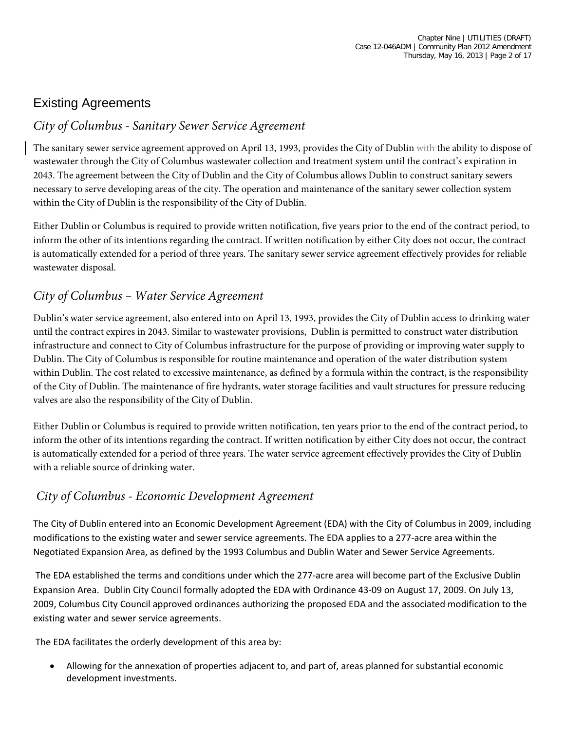## Existing Agreements

### *City of Columbus - Sanitary Sewer Service Agreement*

The sanitary sewer service agreement approved on April 13, 1993, provides the City of Dublin ~~with~~ the ability to dispose of wastewater through the City of Columbus wastewater collection and treatment system until the contract's expiration in 2043. The agreement between the City of Dublin and the City of Columbus allows Dublin to construct sanitary sewers necessary to serve developing areas of the city. The operation and maintenance of the sanitary sewer collection system within the City of Dublin is the responsibility of the City of Dublin.

Either Dublin or Columbus is required to provide written notification, five years prior to the end of the contract period, to inform the other of its intentions regarding the contract. If written notification by either City does not occur, the contract is automatically extended for a period of three years. The sanitary sewer service agreement effectively provides for reliable wastewater disposal.

### *City of Columbus – Water Service Agreement*

Dublin's water service agreement, also entered into on April 13, 1993, provides the City of Dublin access to drinking water until the contract expires in 2043. Similar to wastewater provisions, Dublin is permitted to construct water distribution infrastructure and connect to City of Columbus infrastructure for the purpose of providing or improving water supply to Dublin. The City of Columbus is responsible for routine maintenance and operation of the water distribution system within Dublin. The cost related to excessive maintenance, as defined by a formula within the contract, is the responsibility of the City of Dublin. The maintenance of fire hydrants, water storage facilities and vault structures for pressure reducing valves are also the responsibility of the City of Dublin.

Either Dublin or Columbus is required to provide written notification, ten years prior to the end of the contract period, to inform the other of its intentions regarding the contract. If written notification by either City does not occur, the contract is automatically extended for a period of three years. The water service agreement effectively provides the City of Dublin with a reliable source of drinking water.

### *City of Columbus - Economic Development Agreement*

The City of Dublin entered into an Economic Development Agreement (EDA) with the City of Columbus in 2009, including modifications to the existing water and sewer service agreements. The EDA applies to a 277-acre area within the Negotiated Expansion Area, as defined by the 1993 Columbus and Dublin Water and Sewer Service Agreements.

The EDA established the terms and conditions under which the 277-acre area will become part of the Exclusive Dublin Expansion Area. Dublin City Council formally adopted the EDA with Ordinance 43-09 on August 17, 2009. On July 13, 2009, Columbus City Council approved ordinances authorizing the proposed EDA and the associated modification to the existing water and sewer service agreements.

The EDA facilitates the orderly development of this area by:

- Allowing for the annexation of properties adjacent to, and part of, areas planned for substantial economic development investments.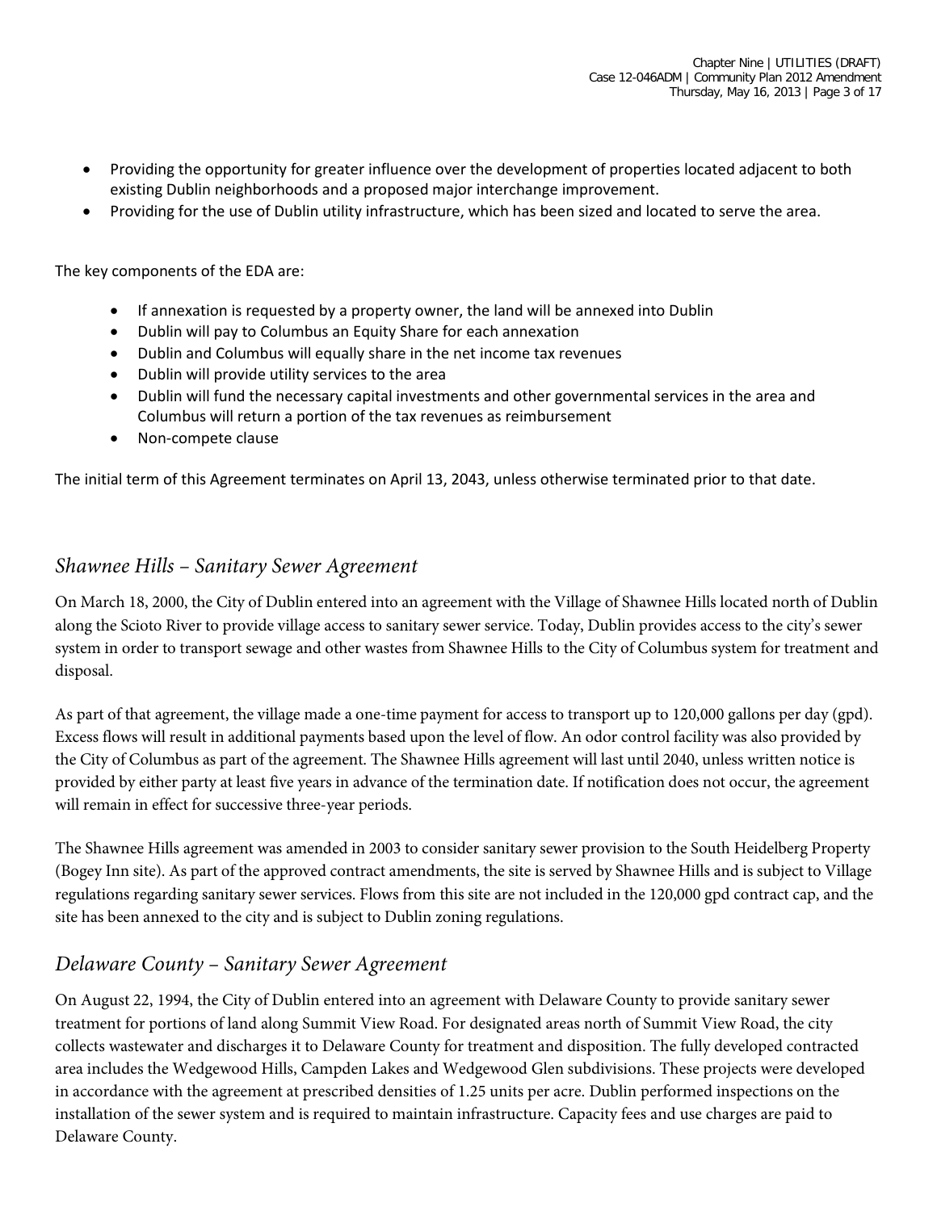- Providing the opportunity for greater influence over the development of properties located adjacent to both existing Dublin neighborhoods and a proposed major interchange improvement.
- Providing for the use of Dublin utility infrastructure, which has been sized and located to serve the area.

The key components of the EDA are:

- If annexation is requested by a property owner, the land will be annexed into Dublin
- Dublin will pay to Columbus an Equity Share for each annexation
- Dublin and Columbus will equally share in the net income tax revenues
- Dublin will provide utility services to the area
- Dublin will fund the necessary capital investments and other governmental services in the area and Columbus will return a portion of the tax revenues as reimbursement
- Non-compete clause

The initial term of this Agreement terminates on April 13, 2043, unless otherwise terminated prior to that date.

## *Shawnee Hills – Sanitary Sewer Agreement*

On March 18, 2000, the City of Dublin entered into an agreement with the Village of Shawnee Hills located north of Dublin along the Scioto River to provide village access to sanitary sewer service. Today, Dublin provides access to the city's sewer system in order to transport sewage and other wastes from Shawnee Hills to the City of Columbus system for treatment and disposal.

As part of that agreement, the village made a one-time payment for access to transport up to 120,000 gallons per day (gpd). Excess flows will result in additional payments based upon the level of flow. An odor control facility was also provided by the City of Columbus as part of the agreement. The Shawnee Hills agreement will last until 2040, unless written notice is provided by either party at least five years in advance of the termination date. If notification does not occur, the agreement will remain in effect for successive three-year periods.

The Shawnee Hills agreement was amended in 2003 to consider sanitary sewer provision to the South Heidelberg Property (Bogey Inn site). As part of the approved contract amendments, the site is served by Shawnee Hills and is subject to Village regulations regarding sanitary sewer services. Flows from this site are not included in the 120,000 gpd contract cap, and the site has been annexed to the city and is subject to Dublin zoning regulations.

## *Delaware County – Sanitary Sewer Agreement*

On August 22, 1994, the City of Dublin entered into an agreement with Delaware County to provide sanitary sewer treatment for portions of land along Summit View Road. For designated areas north of Summit View Road, the city collects wastewater and discharges it to Delaware County for treatment and disposition. The fully developed contracted area includes the Wedgewood Hills, Campden Lakes and Wedgewood Glen subdivisions. These projects were developed in accordance with the agreement at prescribed densities of 1.25 units per acre. Dublin performed inspections on the installation of the sewer system and is required to maintain infrastructure. Capacity fees and use charges are paid to Delaware County.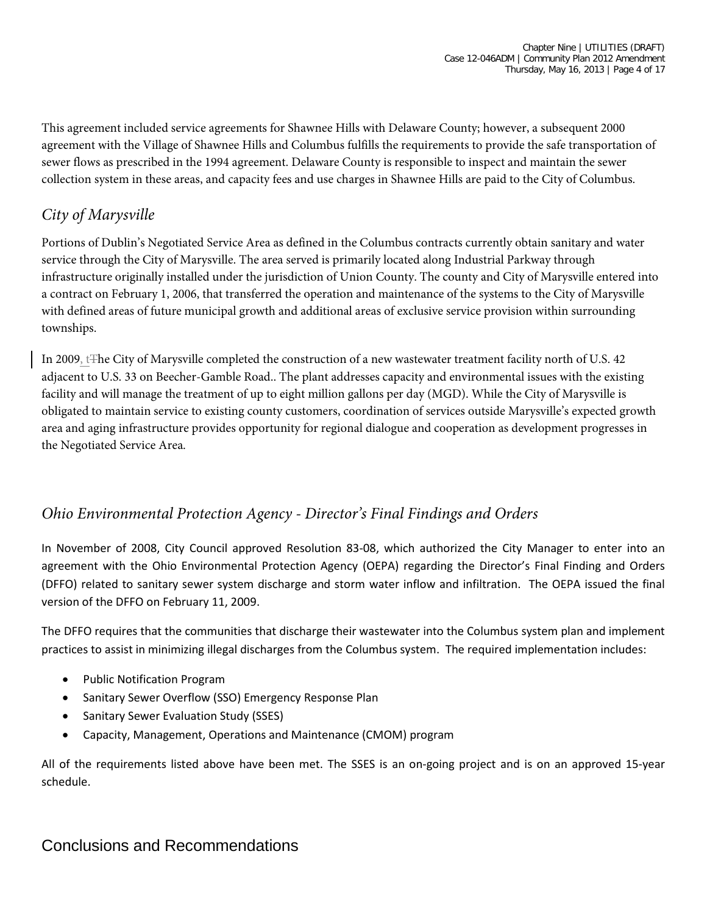This agreement included service agreements for Shawnee Hills with Delaware County; however, a subsequent 2000 agreement with the Village of Shawnee Hills and Columbus fulfills the requirements to provide the safe transportation of sewer flows as prescribed in the 1994 agreement. Delaware County is responsible to inspect and maintain the sewer collection system in these areas, and capacity fees and use charges in Shawnee Hills are paid to the City of Columbus.

## *City of Marysville*

Portions of Dublin's Negotiated Service Area as defined in the Columbus contracts currently obtain sanitary and water service through the City of Marysville. The area served is primarily located along Industrial Parkway through infrastructure originally installed under the jurisdiction of Union County. The county and City of Marysville entered into a contract on February 1, 2006, that transferred the operation and maintenance of the systems to the City of Marysville with defined areas of future municipal growth and additional areas of exclusive service provision within surrounding townships.

In 2009, tThe City of Marysville completed the construction of a new wastewater treatment facility north of U.S. 42 adjacent to U.S. 33 on Beecher-Gamble Road.. The plant addresses capacity and environmental issues with the existing facility and will manage the treatment of up to eight million gallons per day (MGD). While the City of Marysville is obligated to maintain service to existing county customers, coordination of services outside Marysville's expected growth area and aging infrastructure provides opportunity for regional dialogue and cooperation as development progresses in the Negotiated Service Area.

## *Ohio Environmental Protection Agency - Director's Final Findings and Orders*

In November of 2008, City Council approved Resolution 83-08, which authorized the City Manager to enter into an agreement with the Ohio Environmental Protection Agency (OEPA) regarding the Director's Final Finding and Orders (DFFO) related to sanitary sewer system discharge and storm water inflow and infiltration. The OEPA issued the final version of the DFFO on February 11, 2009.

The DFFO requires that the communities that discharge their wastewater into the Columbus system plan and implement practices to assist in minimizing illegal discharges from the Columbus system. The required implementation includes:

- Public Notification Program
- Sanitary Sewer Overflow (SSO) Emergency Response Plan
- Sanitary Sewer Evaluation Study (SSES)
- Capacity, Management, Operations and Maintenance (CMOM) program

All of the requirements listed above have been met. The SSES is an on-going project and is on an approved 15-year schedule.

# Conclusions and Recommendations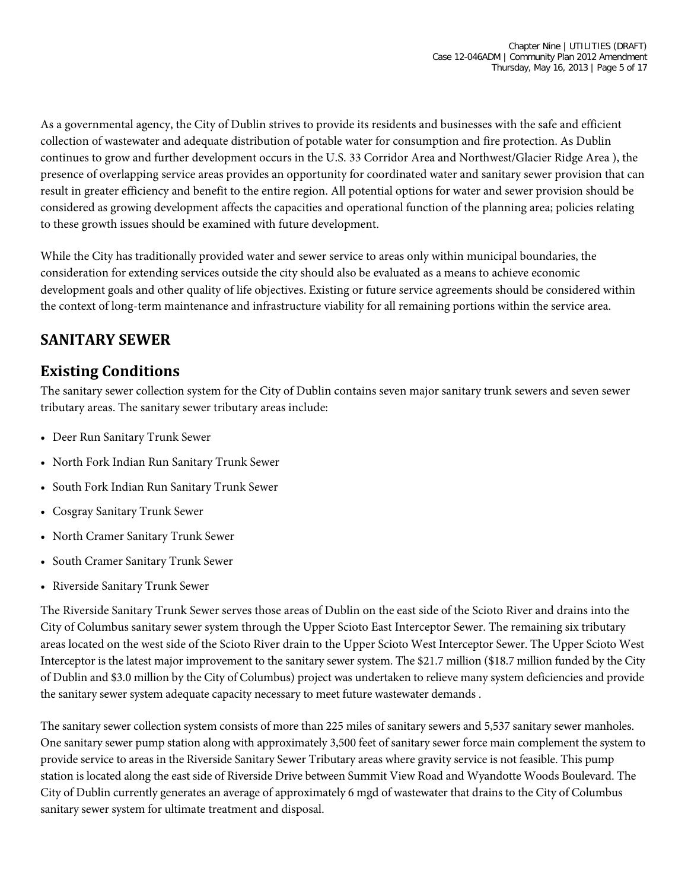As a governmental agency, the City of Dublin strives to provide its residents and businesses with the safe and efficient collection of wastewater and adequate distribution of potable water for consumption and fire protection. As Dublin continues to grow and further development occurs in the U.S. 33 Corridor Area and Northwest/Glacier Ridge Area ), the presence of overlapping service areas provides an opportunity for coordinated water and sanitary sewer provision that can result in greater efficiency and benefit to the entire region. All potential options for water and sewer provision should be considered as growing development affects the capacities and operational function of the planning area; policies relating to these growth issues should be examined with future development.

While the City has traditionally provided water and sewer service to areas only within municipal boundaries, the consideration for extending services outside the city should also be evaluated as a means to achieve economic development goals and other quality of life objectives. Existing or future service agreements should be considered within the context of long-term maintenance and infrastructure viability for all remaining portions within the service area.

## SANITARY SEWER

## Existing Conditions

The sanitary sewer collection system for the City of Dublin contains seven major sanitary trunk sewers and seven sewer tributary areas. The sanitary sewer tributary areas include:

- Deer Run Sanitary Trunk Sewer
- North Fork Indian Run Sanitary Trunk Sewer
- South Fork Indian Run Sanitary Trunk Sewer
- Cosgray Sanitary Trunk Sewer
- North Cramer Sanitary Trunk Sewer
- South Cramer Sanitary Trunk Sewer
- Riverside Sanitary Trunk Sewer

The Riverside Sanitary Trunk Sewer serves those areas of Dublin on the east side of the Scioto River and drains into the City of Columbus sanitary sewer system through the Upper Scioto East Interceptor Sewer. The remaining six tributary areas located on the west side of the Scioto River drain to the Upper Scioto West Interceptor Sewer. The Upper Scioto West Interceptor is the latest major improvement to the sanitary sewer system. The $21.7 million ($18.7 million funded by the City of Dublin and $3.0 million by the City of Columbus) project was undertaken to relieve many system deficiencies and provide the sanitary sewer system adequate capacity necessary to meet future wastewater demands .

The sanitary sewer collection system consists of more than 225 miles of sanitary sewers and 5,537 sanitary sewer manholes. One sanitary sewer pump station along with approximately 3,500 feet of sanitary sewer force main complement the system to provide service to areas in the Riverside Sanitary Sewer Tributary areas where gravity service is not feasible. This pump station is located along the east side of Riverside Drive between Summit View Road and Wyandotte Woods Boulevard. The City of Dublin currently generates an average of approximately 6 mgd of wastewater that drains to the City of Columbus sanitary sewer system for ultimate treatment and disposal.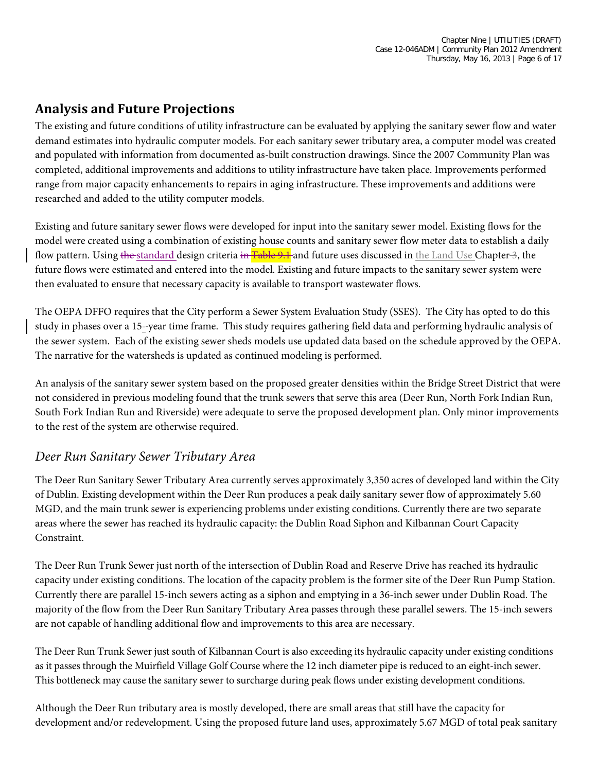## Analysis and Future Projections

The existing and future conditions of utility infrastructure can be evaluated by applying the sanitary sewer flow and water demand estimates into hydraulic computer models. For each sanitary sewer tributary area, a computer model was created and populated with information from documented as-built construction drawings. Since the 2007 Community Plan was completed, additional improvements and additions to utility infrastructure have taken place. Improvements performed range from major capacity enhancements to repairs in aging infrastructure. These improvements and additions were researched and added to the utility computer models.

Existing and future sanitary sewer flows were developed for input into the sanitary sewer model. Existing flows for the model were created using a combination of existing house counts and sanitary sewer flow meter data to establish a daily flow pattern. Using ~~the~~ standard design criteria ~~in Table 9.1~~ and future uses discussed in the Land Use Chapter ~~3~~, the future flows were estimated and entered into the model. Existing and future impacts to the sanitary sewer system were then evaluated to ensure that necessary capacity is available to transport wastewater flows.

The OEPA DFFO requires that the City perform a Sewer System Evaluation Study (SSES). The City has opted to do this study in phases over a 15-year time frame. This study requires gathering field data and performing hydraulic analysis of the sewer system. Each of the existing sewer sheds models use updated data based on the schedule approved by the OEPA. The narrative for the watersheds is updated as continued modeling is performed.

An analysis of the sanitary sewer system based on the proposed greater densities within the Bridge Street District that were not considered in previous modeling found that the trunk sewers that serve this area (Deer Run, North Fork Indian Run, South Fork Indian Run and Riverside) were adequate to serve the proposed development plan. Only minor improvements to the rest of the system are otherwise required.

### *Deer Run Sanitary Sewer Tributary Area*

The Deer Run Sanitary Sewer Tributary Area currently serves approximately 3,350 acres of developed land within the City of Dublin. Existing development within the Deer Run produces a peak daily sanitary sewer flow of approximately 5.60 MGD, and the main trunk sewer is experiencing problems under existing conditions. Currently there are two separate areas where the sewer has reached its hydraulic capacity: the Dublin Road Siphon and Kilbannan Court Capacity Constraint.

The Deer Run Trunk Sewer just north of the intersection of Dublin Road and Reserve Drive has reached its hydraulic capacity under existing conditions. The location of the capacity problem is the former site of the Deer Run Pump Station. Currently there are parallel 15-inch sewers acting as a siphon and emptying in a 36-inch sewer under Dublin Road. The majority of the flow from the Deer Run Sanitary Tributary Area passes through these parallel sewers. The 15-inch sewers are not capable of handling additional flow and improvements to this area are necessary.

The Deer Run Trunk Sewer just south of Kilbannan Court is also exceeding its hydraulic capacity under existing conditions as it passes through the Muirfield Village Golf Course where the 12 inch diameter pipe is reduced to an eight-inch sewer. This bottleneck may cause the sanitary sewer to surcharge during peak flows under existing development conditions.

Although the Deer Run tributary area is mostly developed, there are small areas that still have the capacity for development and/or redevelopment. Using the proposed future land uses, approximately 5.67 MGD of total peak sanitary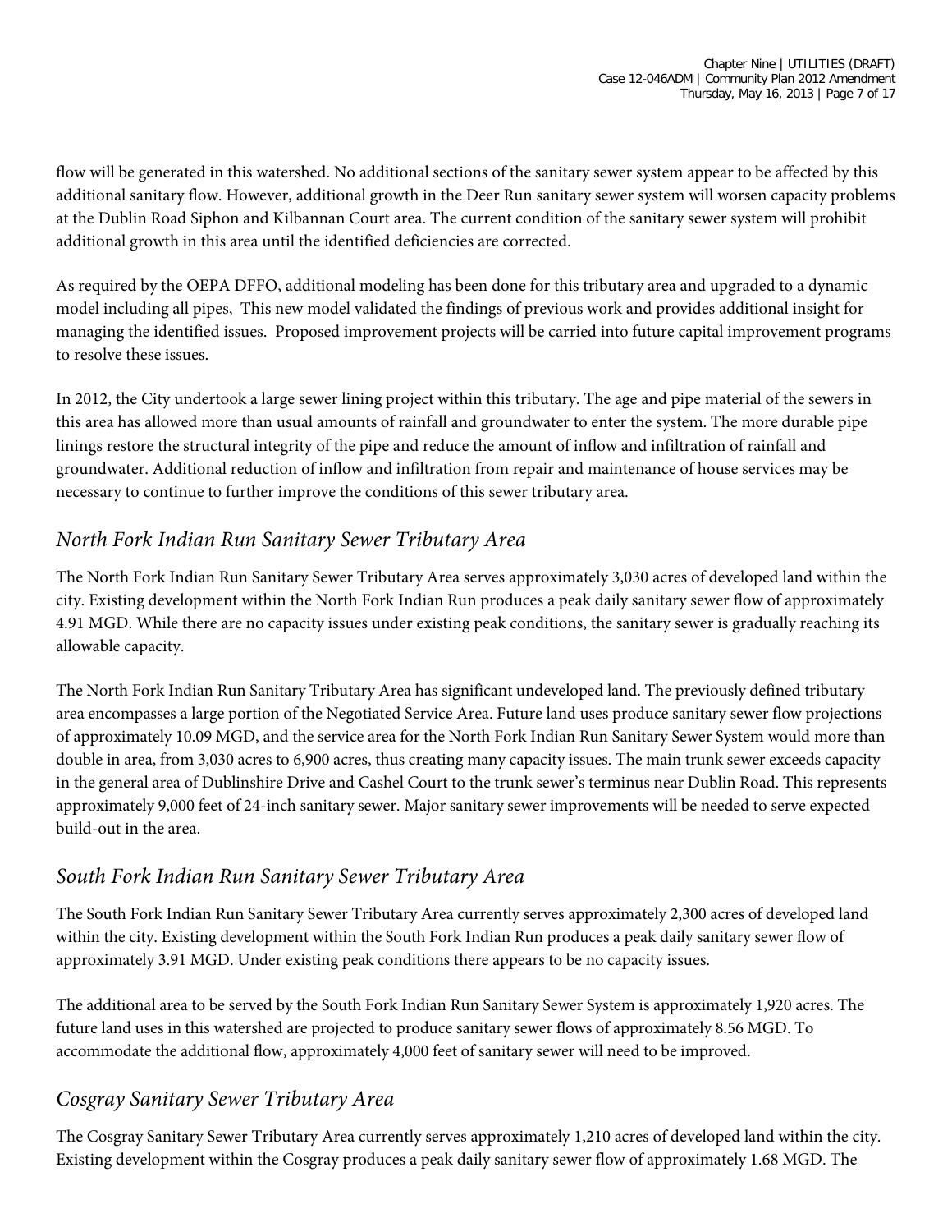flow will be generated in this watershed. No additional sections of the sanitary sewer system appear to be affected by this additional sanitary flow. However, additional growth in the Deer Run sanitary sewer system will worsen capacity problems at the Dublin Road Siphon and Kilbannan Court area. The current condition of the sanitary sewer system will prohibit additional growth in this area until the identified deficiencies are corrected.

As required by the OEPA DFFO, additional modeling has been done for this tributary area and upgraded to a dynamic model including all pipes, This new model validated the findings of previous work and provides additional insight for managing the identified issues. Proposed improvement projects will be carried into future capital improvement programs to resolve these issues.

In 2012, the City undertook a large sewer lining project within this tributary. The age and pipe material of the sewers in this area has allowed more than usual amounts of rainfall and groundwater to enter the system. The more durable pipe linings restore the structural integrity of the pipe and reduce the amount of inflow and infiltration of rainfall and groundwater. Additional reduction of inflow and infiltration from repair and maintenance of house services may be necessary to continue to further improve the conditions of this sewer tributary area.

## *North Fork Indian Run Sanitary Sewer Tributary Area*

The North Fork Indian Run Sanitary Sewer Tributary Area serves approximately 3,030 acres of developed land within the city. Existing development within the North Fork Indian Run produces a peak daily sanitary sewer flow of approximately 4.91 MGD. While there are no capacity issues under existing peak conditions, the sanitary sewer is gradually reaching its allowable capacity.

The North Fork Indian Run Sanitary Tributary Area has significant undeveloped land. The previously defined tributary area encompasses a large portion of the Negotiated Service Area. Future land uses produce sanitary sewer flow projections of approximately 10.09 MGD, and the service area for the North Fork Indian Run Sanitary Sewer System would more than double in area, from 3,030 acres to 6,900 acres, thus creating many capacity issues. The main trunk sewer exceeds capacity in the general area of Dublinshire Drive and Cashel Court to the trunk sewer's terminus near Dublin Road. This represents approximately 9,000 feet of 24-inch sanitary sewer. Major sanitary sewer improvements will be needed to serve expected build-out in the area.

## *South Fork Indian Run Sanitary Sewer Tributary Area*

The South Fork Indian Run Sanitary Sewer Tributary Area currently serves approximately 2,300 acres of developed land within the city. Existing development within the South Fork Indian Run produces a peak daily sanitary sewer flow of approximately 3.91 MGD. Under existing peak conditions there appears to be no capacity issues.

The additional area to be served by the South Fork Indian Run Sanitary Sewer System is approximately 1,920 acres. The future land uses in this watershed are projected to produce sanitary sewer flows of approximately 8.56 MGD. To accommodate the additional flow, approximately 4,000 feet of sanitary sewer will need to be improved.

## *Cosgray Sanitary Sewer Tributary Area*

The Cosgray Sanitary Sewer Tributary Area currently serves approximately 1,210 acres of developed land within the city. Existing development within the Cosgray produces a peak daily sanitary sewer flow of approximately 1.68 MGD. The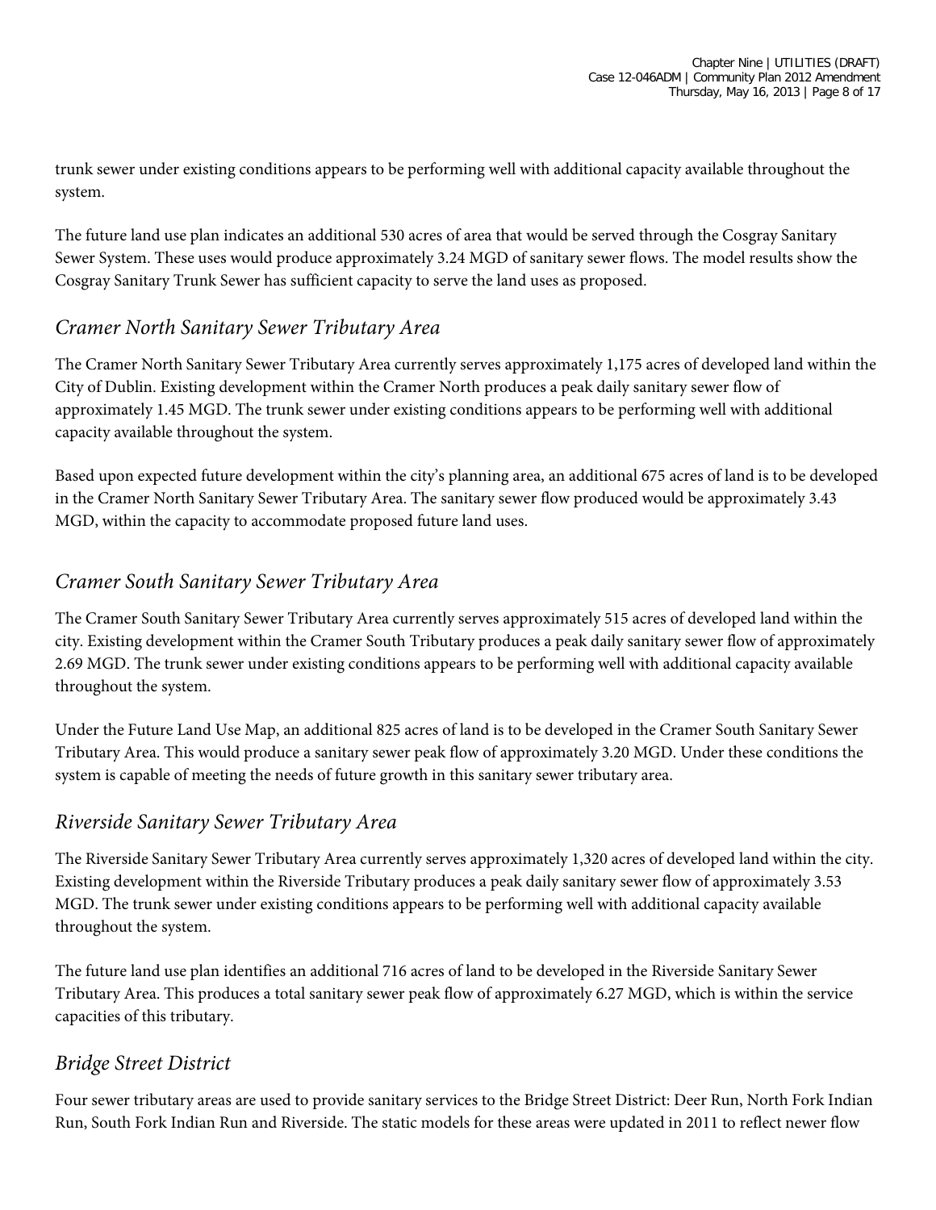trunk sewer under existing conditions appears to be performing well with additional capacity available throughout the system.

The future land use plan indicates an additional 530 acres of area that would be served through the Cosgray Sanitary Sewer System. These uses would produce approximately 3.24 MGD of sanitary sewer flows. The model results show the Cosgray Sanitary Trunk Sewer has sufficient capacity to serve the land uses as proposed.

## *Cramer North Sanitary Sewer Tributary Area*

The Cramer North Sanitary Sewer Tributary Area currently serves approximately 1,175 acres of developed land within the City of Dublin. Existing development within the Cramer North produces a peak daily sanitary sewer flow of approximately 1.45 MGD. The trunk sewer under existing conditions appears to be performing well with additional capacity available throughout the system.

Based upon expected future development within the city's planning area, an additional 675 acres of land is to be developed in the Cramer North Sanitary Sewer Tributary Area. The sanitary sewer flow produced would be approximately 3.43 MGD, within the capacity to accommodate proposed future land uses.

## *Cramer South Sanitary Sewer Tributary Area*

The Cramer South Sanitary Sewer Tributary Area currently serves approximately 515 acres of developed land within the city. Existing development within the Cramer South Tributary produces a peak daily sanitary sewer flow of approximately 2.69 MGD. The trunk sewer under existing conditions appears to be performing well with additional capacity available throughout the system.

Under the Future Land Use Map, an additional 825 acres of land is to be developed in the Cramer South Sanitary Sewer Tributary Area. This would produce a sanitary sewer peak flow of approximately 3.20 MGD. Under these conditions the system is capable of meeting the needs of future growth in this sanitary sewer tributary area.

## *Riverside Sanitary Sewer Tributary Area*

The Riverside Sanitary Sewer Tributary Area currently serves approximately 1,320 acres of developed land within the city. Existing development within the Riverside Tributary produces a peak daily sanitary sewer flow of approximately 3.53 MGD. The trunk sewer under existing conditions appears to be performing well with additional capacity available throughout the system.

The future land use plan identifies an additional 716 acres of land to be developed in the Riverside Sanitary Sewer Tributary Area. This produces a total sanitary sewer peak flow of approximately 6.27 MGD, which is within the service capacities of this tributary.

## *Bridge Street District*

Four sewer tributary areas are used to provide sanitary services to the Bridge Street District: Deer Run, North Fork Indian Run, South Fork Indian Run and Riverside. The static models for these areas were updated in 2011 to reflect newer flow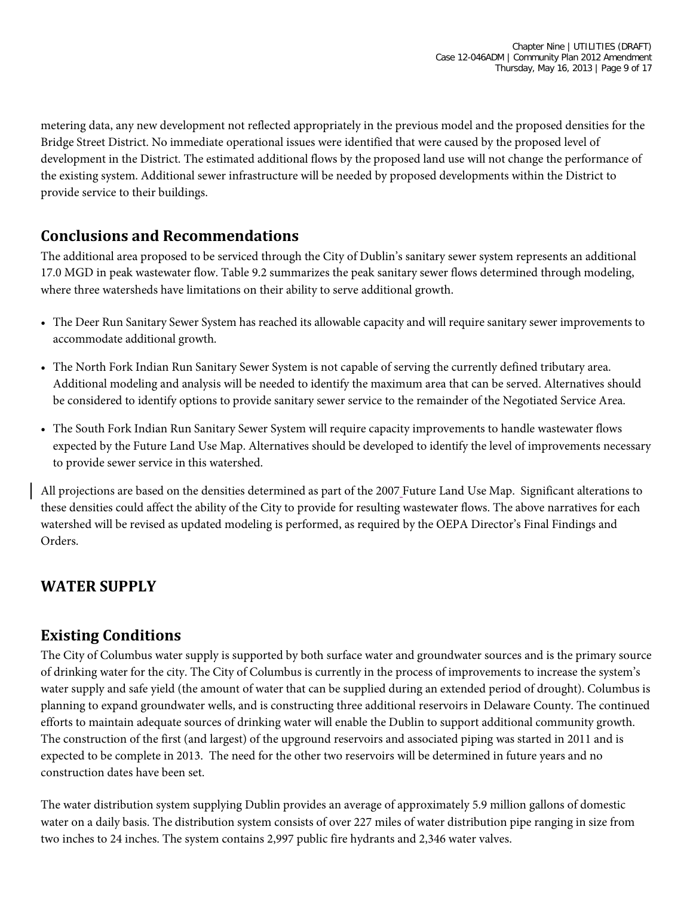metering data, any new development not reflected appropriately in the previous model and the proposed densities for the Bridge Street District. No immediate operational issues were identified that were caused by the proposed level of development in the District. The estimated additional flows by the proposed land use will not change the performance of the existing system. Additional sewer infrastructure will be needed by proposed developments within the District to provide service to their buildings.

## Conclusions and Recommendations

The additional area proposed to be serviced through the City of Dublin's sanitary sewer system represents an additional 17.0 MGD in peak wastewater flow. Table 9.2 summarizes the peak sanitary sewer flows determined through modeling, where three watersheds have limitations on their ability to serve additional growth.

- The Deer Run Sanitary Sewer System has reached its allowable capacity and will require sanitary sewer improvements to accommodate additional growth.
- The North Fork Indian Run Sanitary Sewer System is not capable of serving the currently defined tributary area. Additional modeling and analysis will be needed to identify the maximum area that can be served. Alternatives should be considered to identify options to provide sanitary sewer service to the remainder of the Negotiated Service Area.
- The South Fork Indian Run Sanitary Sewer System will require capacity improvements to handle wastewater flows expected by the Future Land Use Map. Alternatives should be developed to identify the level of improvements necessary to provide sewer service in this watershed.

All projections are based on the densities determined as part of the 2007 Future Land Use Map. Significant alterations to these densities could affect the ability of the City to provide for resulting wastewater flows. The above narratives for each watershed will be revised as updated modeling is performed, as required by the OEPA Director's Final Findings and Orders.

# WATER SUPPLY

## Existing Conditions

The City of Columbus water supply is supported by both surface water and groundwater sources and is the primary source of drinking water for the city. The City of Columbus is currently in the process of improvements to increase the system's water supply and safe yield (the amount of water that can be supplied during an extended period of drought). Columbus is planning to expand groundwater wells, and is constructing three additional reservoirs in Delaware County. The continued efforts to maintain adequate sources of drinking water will enable the Dublin to support additional community growth. The construction of the first (and largest) of the upground reservoirs and associated piping was started in 2011 and is expected to be complete in 2013. The need for the other two reservoirs will be determined in future years and no construction dates have been set.

The water distribution system supplying Dublin provides an average of approximately 5.9 million gallons of domestic water on a daily basis. The distribution system consists of over 227 miles of water distribution pipe ranging in size from two inches to 24 inches. The system contains 2,997 public fire hydrants and 2,346 water valves.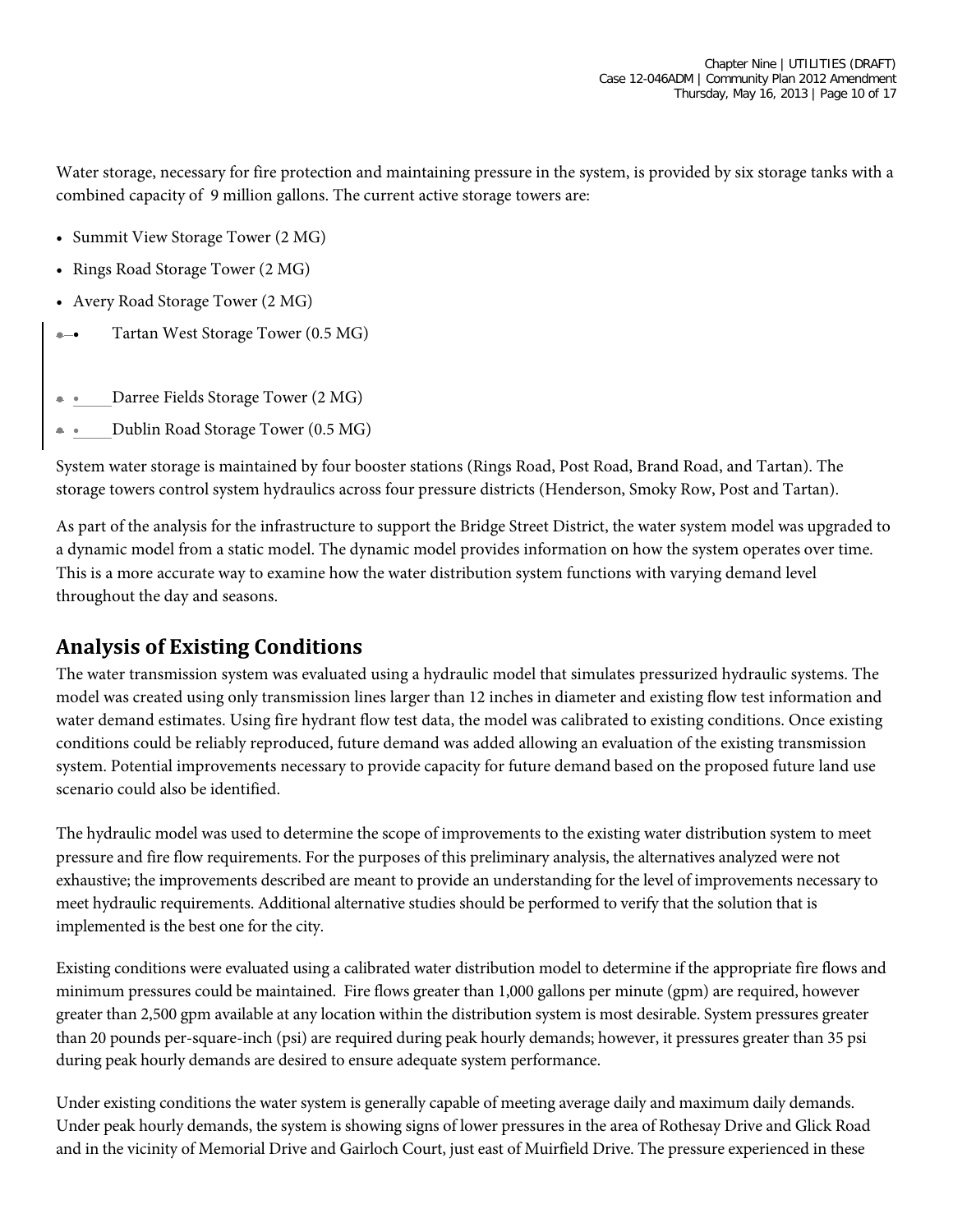Water storage, necessary for fire protection and maintaining pressure in the system, is provided by six storage tanks with a combined capacity of 9 million gallons. The current active storage towers are:

- Summit View Storage Tower (2 MG)
- Rings Road Storage Tower (2 MG)
- Avery Road Storage Tower (2 MG)
- Tartan West Storage Tower (0.5 MG)
- Darree Fields Storage Tower (2 MG)
- Dublin Road Storage Tower (0.5 MG)

System water storage is maintained by four booster stations (Rings Road, Post Road, Brand Road, and Tartan). The storage towers control system hydraulics across four pressure districts (Henderson, Smoky Row, Post and Tartan).

As part of the analysis for the infrastructure to support the Bridge Street District, the water system model was upgraded to a dynamic model from a static model. The dynamic model provides information on how the system operates over time. This is a more accurate way to examine how the water distribution system functions with varying demand level throughout the day and seasons.

## Analysis of Existing Conditions

The water transmission system was evaluated using a hydraulic model that simulates pressurized hydraulic systems. The model was created using only transmission lines larger than 12 inches in diameter and existing flow test information and water demand estimates. Using fire hydrant flow test data, the model was calibrated to existing conditions. Once existing conditions could be reliably reproduced, future demand was added allowing an evaluation of the existing transmission system. Potential improvements necessary to provide capacity for future demand based on the proposed future land use scenario could also be identified.

The hydraulic model was used to determine the scope of improvements to the existing water distribution system to meet pressure and fire flow requirements. For the purposes of this preliminary analysis, the alternatives analyzed were not exhaustive; the improvements described are meant to provide an understanding for the level of improvements necessary to meet hydraulic requirements. Additional alternative studies should be performed to verify that the solution that is implemented is the best one for the city.

Existing conditions were evaluated using a calibrated water distribution model to determine if the appropriate fire flows and minimum pressures could be maintained. Fire flows greater than 1,000 gallons per minute (gpm) are required, however greater than 2,500 gpm available at any location within the distribution system is most desirable. System pressures greater than 20 pounds per-square-inch (psi) are required during peak hourly demands; however, it pressures greater than 35 psi during peak hourly demands are desired to ensure adequate system performance.

Under existing conditions the water system is generally capable of meeting average daily and maximum daily demands. Under peak hourly demands, the system is showing signs of lower pressures in the area of Rothesay Drive and Glick Road and in the vicinity of Memorial Drive and Gairloch Court, just east of Muirfield Drive. The pressure experienced in these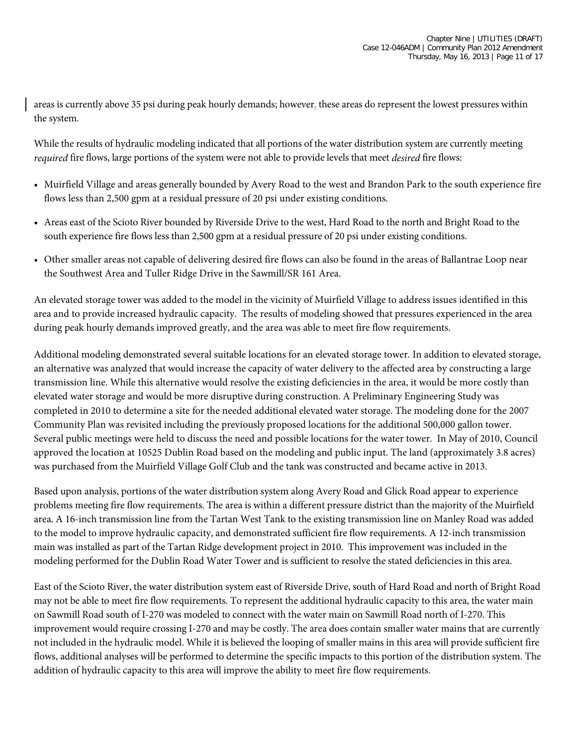areas is currently above 35 psi during peak hourly demands; however, these areas do represent the lowest pressures within the system.

While the results of hydraulic modeling indicated that all portions of the water distribution system are currently meeting *required* fire flows, large portions of the system were not able to provide levels that meet *desired* fire flows:

- Muirfield Village and areas generally bounded by Avery Road to the west and Brandon Park to the south experience fire flows less than 2,500 gpm at a residual pressure of 20 psi under existing conditions.
- Areas east of the Scioto River bounded by Riverside Drive to the west, Hard Road to the north and Bright Road to the south experience fire flows less than 2,500 gpm at a residual pressure of 20 psi under existing conditions.
- Other smaller areas not capable of delivering desired fire flows can also be found in the areas of Ballantrae Loop near the Southwest Area and Tuller Ridge Drive in the Sawmill/SR 161 Area.

An elevated storage tower was added to the model in the vicinity of Muirfield Village to address issues identified in this area and to provide increased hydraulic capacity. The results of modeling showed that pressures experienced in the area during peak hourly demands improved greatly, and the area was able to meet fire flow requirements.

Additional modeling demonstrated several suitable locations for an elevated storage tower. In addition to elevated storage, an alternative was analyzed that would increase the capacity of water delivery to the affected area by constructing a large transmission line. While this alternative would resolve the existing deficiencies in the area, it would be more costly than elevated water storage and would be more disruptive during construction. A Preliminary Engineering Study was completed in 2010 to determine a site for the needed additional elevated water storage. The modeling done for the 2007 Community Plan was revisited including the previously proposed locations for the additional 500,000 gallon tower. Several public meetings were held to discuss the need and possible locations for the water tower. In May of 2010, Council approved the location at 10525 Dublin Road based on the modeling and public input. The land (approximately 3.8 acres) was purchased from the Muirfield Village Golf Club and the tank was constructed and became active in 2013.

Based upon analysis, portions of the water distribution system along Avery Road and Glick Road appear to experience problems meeting fire flow requirements. The area is within a different pressure district than the majority of the Muirfield area. A 16-inch transmission line from the Tartan West Tank to the existing transmission line on Manley Road was added to the model to improve hydraulic capacity, and demonstrated sufficient fire flow requirements. A 12-inch transmission main was installed as part of the Tartan Ridge development project in 2010. This improvement was included in the modeling performed for the Dublin Road Water Tower and is sufficient to resolve the stated deficiencies in this area.

East of the Scioto River, the water distribution system east of Riverside Drive, south of Hard Road and north of Bright Road may not be able to meet fire flow requirements. To represent the additional hydraulic capacity to this area, the water main on Sawmill Road south of I-270 was modeled to connect with the water main on Sawmill Road north of I-270. This improvement would require crossing I-270 and may be costly. The area does contain smaller water mains that are currently not included in the hydraulic model. While it is believed the looping of smaller mains in this area will provide sufficient fire flows, additional analyses will be performed to determine the specific impacts to this portion of the distribution system. The addition of hydraulic capacity to this area will improve the ability to meet fire flow requirements.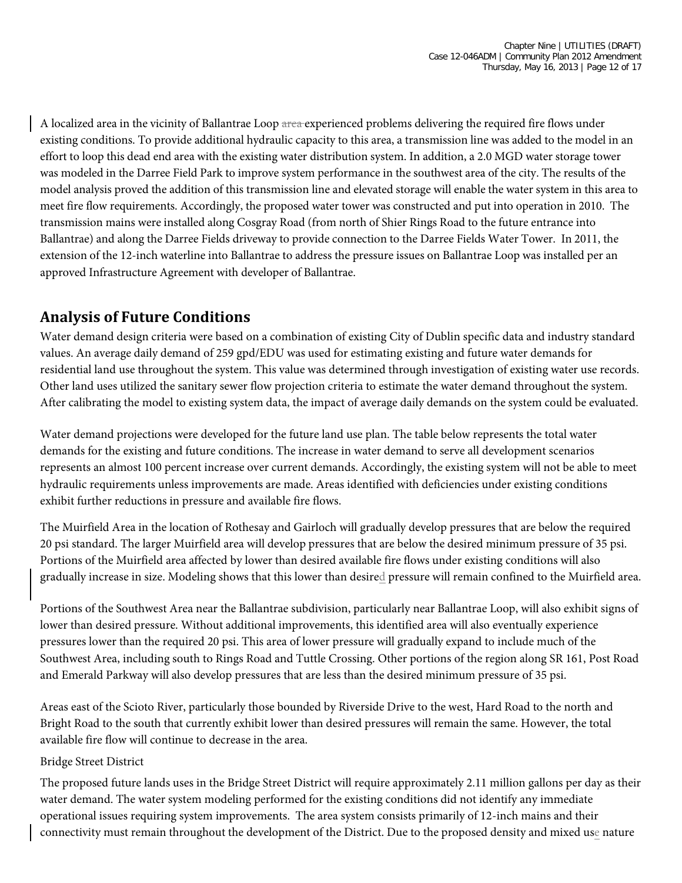A localized area in the vicinity of Ballantrae Loop ~~area~~ experienced problems delivering the required fire flows under existing conditions. To provide additional hydraulic capacity to this area, a transmission line was added to the model in an effort to loop this dead end area with the existing water distribution system. In addition, a 2.0 MGD water storage tower was modeled in the Darree Field Park to improve system performance in the southwest area of the city. The results of the model analysis proved the addition of this transmission line and elevated storage will enable the water system in this area to meet fire flow requirements. Accordingly, the proposed water tower was constructed and put into operation in 2010. The transmission mains were installed along Cosgray Road (from north of Shier Rings Road to the future entrance into Ballantrae) and along the Darree Fields driveway to provide connection to the Darree Fields Water Tower. In 2011, the extension of the 12-inch waterline into Ballantrae to address the pressure issues on Ballantrae Loop was installed per an approved Infrastructure Agreement with developer of Ballantrae.

## Analysis of Future Conditions

Water demand design criteria were based on a combination of existing City of Dublin specific data and industry standard values. An average daily demand of 259 gpd/EDU was used for estimating existing and future water demands for residential land use throughout the system. This value was determined through investigation of existing water use records. Other land uses utilized the sanitary sewer flow projection criteria to estimate the water demand throughout the system. After calibrating the model to existing system data, the impact of average daily demands on the system could be evaluated.

Water demand projections were developed for the future land use plan. The table below represents the total water demands for the existing and future conditions. The increase in water demand to serve all development scenarios represents an almost 100 percent increase over current demands. Accordingly, the existing system will not be able to meet hydraulic requirements unless improvements are made. Areas identified with deficiencies under existing conditions exhibit further reductions in pressure and available fire flows.

The Muirfield Area in the location of Rothesay and Gairloch will gradually develop pressures that are below the required 20 psi standard. The larger Muirfield area will develop pressures that are below the desired minimum pressure of 35 psi. Portions of the Muirfield area affected by lower than desired available fire flows under existing conditions will also gradually increase in size. Modeling shows that this lower than desired pressure will remain confined to the Muirfield area.

Portions of the Southwest Area near the Ballantrae subdivision, particularly near Ballantrae Loop, will also exhibit signs of lower than desired pressure. Without additional improvements, this identified area will also eventually experience pressures lower than the required 20 psi. This area of lower pressure will gradually expand to include much of the Southwest Area, including south to Rings Road and Tuttle Crossing. Other portions of the region along SR 161, Post Road and Emerald Parkway will also develop pressures that are less than the desired minimum pressure of 35 psi.

Areas east of the Scioto River, particularly those bounded by Riverside Drive to the west, Hard Road to the north and Bright Road to the south that currently exhibit lower than desired pressures will remain the same. However, the total available fire flow will continue to decrease in the area.

Bridge Street District

The proposed future lands uses in the Bridge Street District will require approximately 2.11 million gallons per day as their water demand. The water system modeling performed for the existing conditions did not identify any immediate operational issues requiring system improvements. The area system consists primarily of 12-inch mains and their connectivity must remain throughout the development of the District. Due to the proposed density and mixed use nature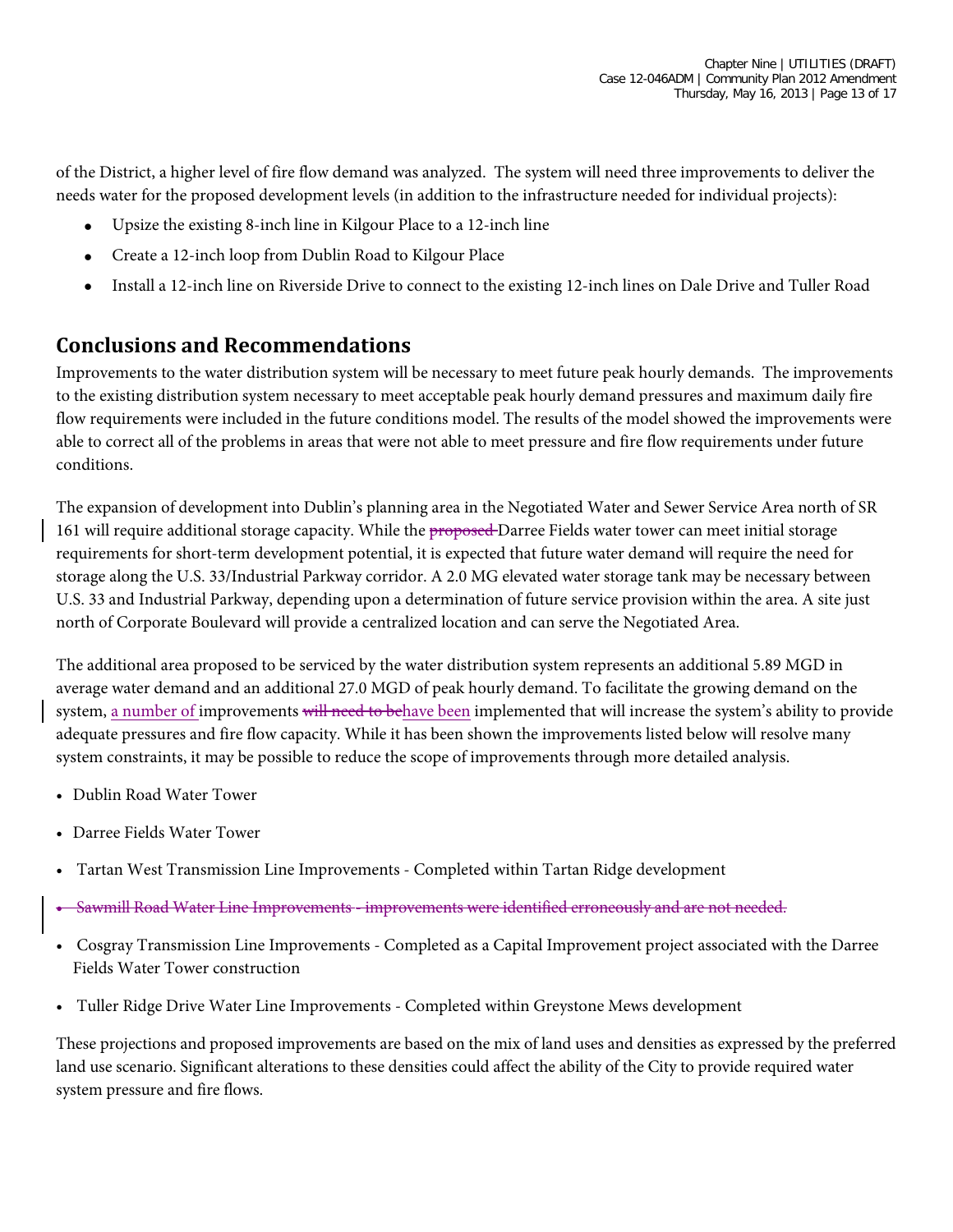of the District, a higher level of fire flow demand was analyzed. The system will need three improvements to deliver the needs water for the proposed development levels (in addition to the infrastructure needed for individual projects):

- Upsize the existing 8-inch line in Kilgour Place to a 12-inch line
- Create a 12-inch loop from Dublin Road to Kilgour Place
- Install a 12-inch line on Riverside Drive to connect to the existing 12-inch lines on Dale Drive and Tuller Road

## Conclusions and Recommendations

Improvements to the water distribution system will be necessary to meet future peak hourly demands. The improvements to the existing distribution system necessary to meet acceptable peak hourly demand pressures and maximum daily fire flow requirements were included in the future conditions model. The results of the model showed the improvements were able to correct all of the problems in areas that were not able to meet pressure and fire flow requirements under future conditions.

The expansion of development into Dublin's planning area in the Negotiated Water and Sewer Service Area north of SR 161 will require additional storage capacity. While the ~~proposed~~ Darree Fields water tower can meet initial storage requirements for short-term development potential, it is expected that future water demand will require the need for storage along the U.S. 33/Industrial Parkway corridor. A 2.0 MG elevated water storage tank may be necessary between U.S. 33 and Industrial Parkway, depending upon a determination of future service provision within the area. A site just north of Corporate Boulevard will provide a centralized location and can serve the Negotiated Area.

The additional area proposed to be serviced by the water distribution system represents an additional 5.89 MGD in average water demand and an additional 27.0 MGD of peak hourly demand. To facilitate the growing demand on the system, a number of improvements ~~will need to be~~have been implemented that will increase the system's ability to provide adequate pressures and fire flow capacity. While it has been shown the improvements listed below will resolve many system constraints, it may be possible to reduce the scope of improvements through more detailed analysis.

- Dublin Road Water Tower
- Darree Fields Water Tower
- Tartan West Transmission Line Improvements - Completed within Tartan Ridge development
- ~~Sawmill Road Water Line Improvements - improvements were identified erroneously and are not needed.~~
- Cosgray Transmission Line Improvements - Completed as a Capital Improvement project associated with the Darree Fields Water Tower construction
- Tuller Ridge Drive Water Line Improvements - Completed within Greystone Mews development

These projections and proposed improvements are based on the mix of land uses and densities as expressed by the preferred land use scenario. Significant alterations to these densities could affect the ability of the City to provide required water system pressure and fire flows.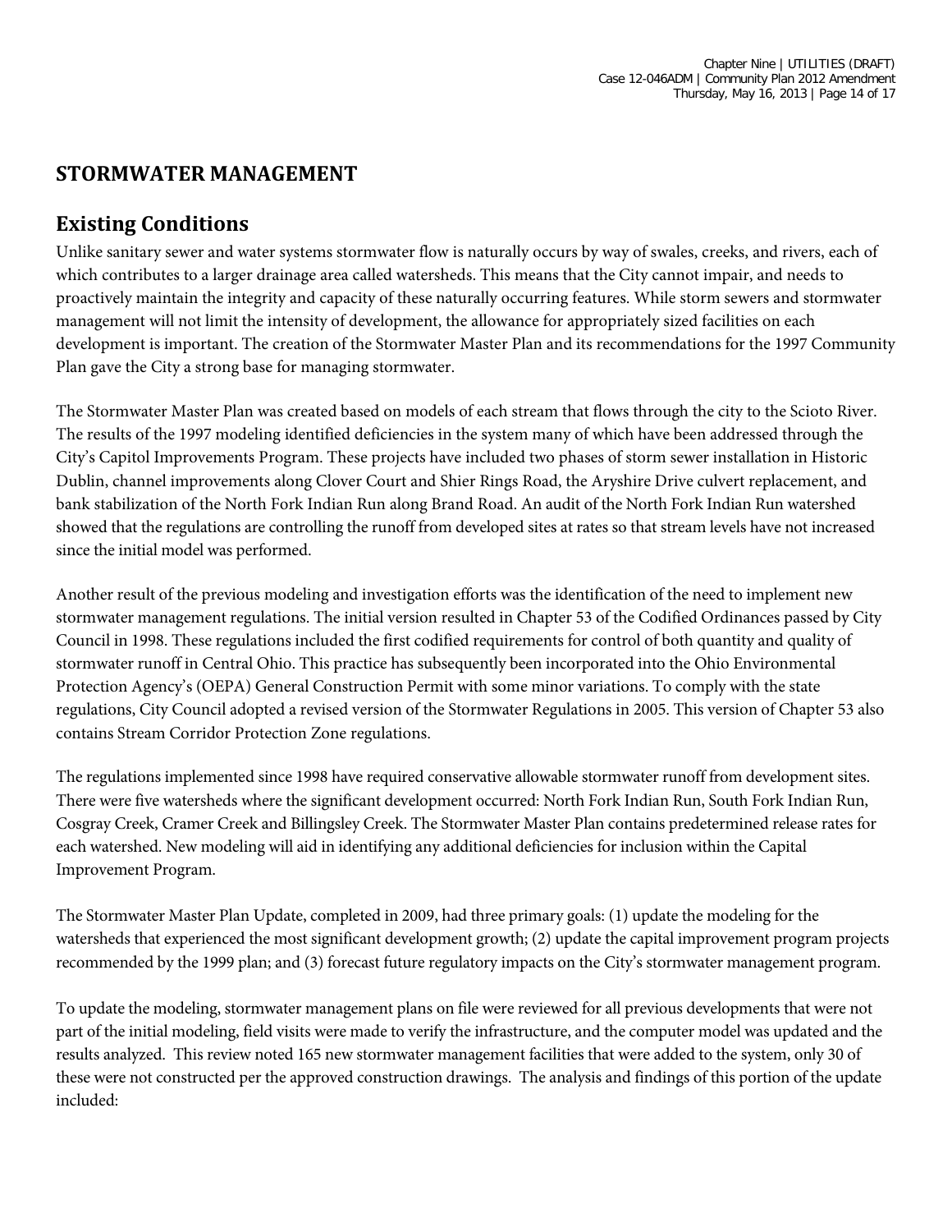## STORMWATER MANAGEMENT

## Existing Conditions

Unlike sanitary sewer and water systems stormwater flow is naturally occurs by way of swales, creeks, and rivers, each of which contributes to a larger drainage area called watersheds. This means that the City cannot impair, and needs to proactively maintain the integrity and capacity of these naturally occurring features. While storm sewers and stormwater management will not limit the intensity of development, the allowance for appropriately sized facilities on each development is important. The creation of the Stormwater Master Plan and its recommendations for the 1997 Community Plan gave the City a strong base for managing stormwater.

The Stormwater Master Plan was created based on models of each stream that flows through the city to the Scioto River. The results of the 1997 modeling identified deficiencies in the system many of which have been addressed through the City's Capitol Improvements Program. These projects have included two phases of storm sewer installation in Historic Dublin, channel improvements along Clover Court and Shier Rings Road, the Aryshire Drive culvert replacement, and bank stabilization of the North Fork Indian Run along Brand Road. An audit of the North Fork Indian Run watershed showed that the regulations are controlling the runoff from developed sites at rates so that stream levels have not increased since the initial model was performed.

Another result of the previous modeling and investigation efforts was the identification of the need to implement new stormwater management regulations. The initial version resulted in Chapter 53 of the Codified Ordinances passed by City Council in 1998. These regulations included the first codified requirements for control of both quantity and quality of stormwater runoff in Central Ohio. This practice has subsequently been incorporated into the Ohio Environmental Protection Agency's (OEPA) General Construction Permit with some minor variations. To comply with the state regulations, City Council adopted a revised version of the Stormwater Regulations in 2005. This version of Chapter 53 also contains Stream Corridor Protection Zone regulations.

The regulations implemented since 1998 have required conservative allowable stormwater runoff from development sites. There were five watersheds where the significant development occurred: North Fork Indian Run, South Fork Indian Run, Cosgray Creek, Cramer Creek and Billingsley Creek. The Stormwater Master Plan contains predetermined release rates for each watershed. New modeling will aid in identifying any additional deficiencies for inclusion within the Capital Improvement Program.

The Stormwater Master Plan Update, completed in 2009, had three primary goals: (1) update the modeling for the watersheds that experienced the most significant development growth; (2) update the capital improvement program projects recommended by the 1999 plan; and (3) forecast future regulatory impacts on the City's stormwater management program.

To update the modeling, stormwater management plans on file were reviewed for all previous developments that were not part of the initial modeling, field visits were made to verify the infrastructure, and the computer model was updated and the results analyzed. This review noted 165 new stormwater management facilities that were added to the system, only 30 of these were not constructed per the approved construction drawings. The analysis and findings of this portion of the update included: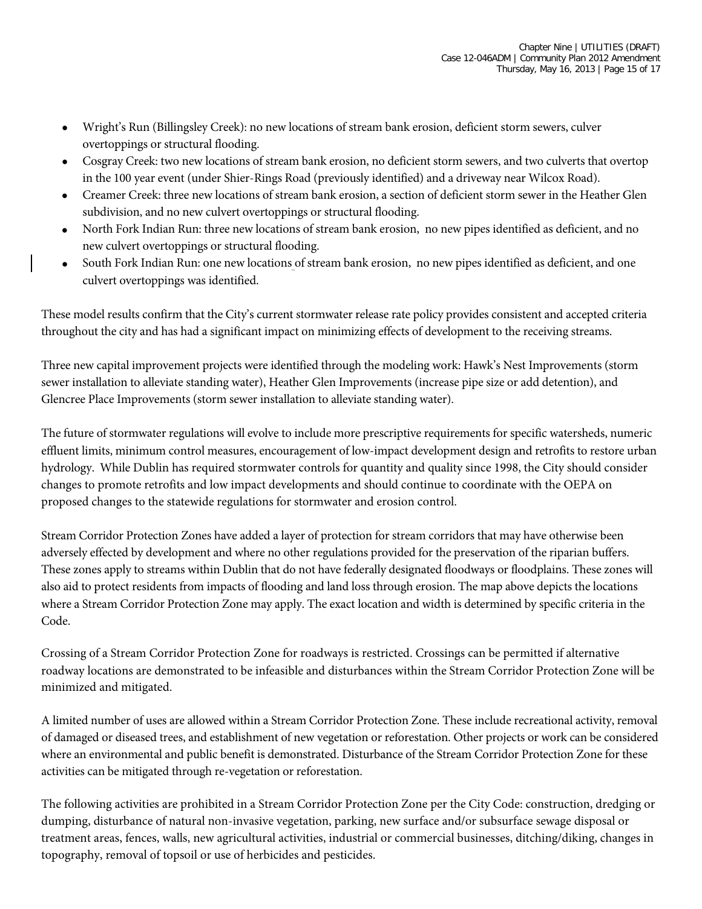- Wright's Run (Billingsley Creek): no new locations of stream bank erosion, deficient storm sewers, culver overtoppings or structural flooding.
- Cosgray Creek: two new locations of stream bank erosion, no deficient storm sewers, and two culverts that overtop in the 100 year event (under Shier-Rings Road (previously identified) and a driveway near Wilcox Road).
- Creamer Creek: three new locations of stream bank erosion, a section of deficient storm sewer in the Heather Glen subdivision, and no new culvert overtoppings or structural flooding.
- North Fork Indian Run: three new locations of stream bank erosion, no new pipes identified as deficient, and no new culvert overtoppings or structural flooding.
- South Fork Indian Run: one new locations of stream bank erosion, no new pipes identified as deficient, and one culvert overtoppings was identified.

These model results confirm that the City's current stormwater release rate policy provides consistent and accepted criteria throughout the city and has had a significant impact on minimizing effects of development to the receiving streams.

Three new capital improvement projects were identified through the modeling work: Hawk's Nest Improvements (storm sewer installation to alleviate standing water), Heather Glen Improvements (increase pipe size or add detention), and Glencree Place Improvements (storm sewer installation to alleviate standing water).

The future of stormwater regulations will evolve to include more prescriptive requirements for specific watersheds, numeric effluent limits, minimum control measures, encouragement of low-impact development design and retrofits to restore urban hydrology. While Dublin has required stormwater controls for quantity and quality since 1998, the City should consider changes to promote retrofits and low impact developments and should continue to coordinate with the OEPA on proposed changes to the statewide regulations for stormwater and erosion control.

Stream Corridor Protection Zones have added a layer of protection for stream corridors that may have otherwise been adversely effected by development and where no other regulations provided for the preservation of the riparian buffers. These zones apply to streams within Dublin that do not have federally designated floodways or floodplains. These zones will also aid to protect residents from impacts of flooding and land loss through erosion. The map above depicts the locations where a Stream Corridor Protection Zone may apply. The exact location and width is determined by specific criteria in the Code.

Crossing of a Stream Corridor Protection Zone for roadways is restricted. Crossings can be permitted if alternative roadway locations are demonstrated to be infeasible and disturbances within the Stream Corridor Protection Zone will be minimized and mitigated.

A limited number of uses are allowed within a Stream Corridor Protection Zone. These include recreational activity, removal of damaged or diseased trees, and establishment of new vegetation or reforestation. Other projects or work can be considered where an environmental and public benefit is demonstrated. Disturbance of the Stream Corridor Protection Zone for these activities can be mitigated through re-vegetation or reforestation.

The following activities are prohibited in a Stream Corridor Protection Zone per the City Code: construction, dredging or dumping, disturbance of natural non-invasive vegetation, parking, new surface and/or subsurface sewage disposal or treatment areas, fences, walls, new agricultural activities, industrial or commercial businesses, ditching/diking, changes in topography, removal of topsoil or use of herbicides and pesticides.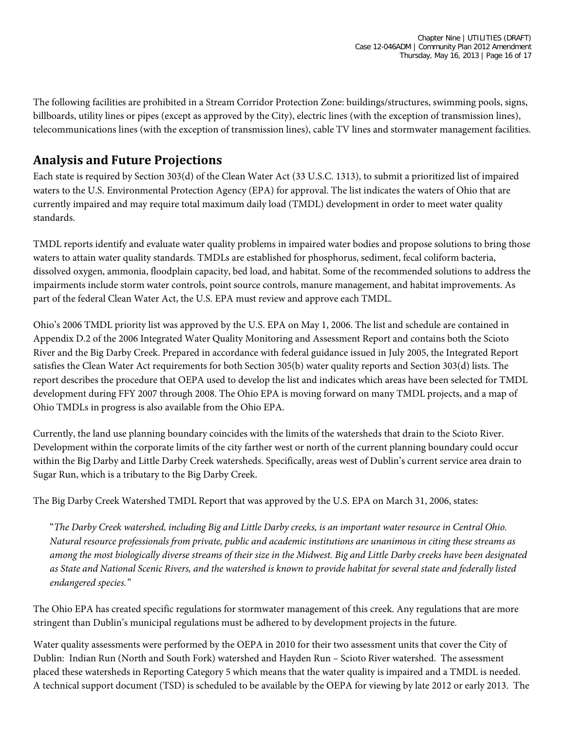The following facilities are prohibited in a Stream Corridor Protection Zone: buildings/structures, swimming pools, signs, billboards, utility lines or pipes (except as approved by the City), electric lines (with the exception of transmission lines), telecommunications lines (with the exception of transmission lines), cable TV lines and stormwater management facilities.

## Analysis and Future Projections

Each state is required by Section 303(d) of the Clean Water Act (33 U.S.C. 1313), to submit a prioritized list of impaired waters to the U.S. Environmental Protection Agency (EPA) for approval. The list indicates the waters of Ohio that are currently impaired and may require total maximum daily load (TMDL) development in order to meet water quality standards.

TMDL reports identify and evaluate water quality problems in impaired water bodies and propose solutions to bring those waters to attain water quality standards. TMDLs are established for phosphorus, sediment, fecal coliform bacteria, dissolved oxygen, ammonia, floodplain capacity, bed load, and habitat. Some of the recommended solutions to address the impairments include storm water controls, point source controls, manure management, and habitat improvements. As part of the federal Clean Water Act, the U.S. EPA must review and approve each TMDL.

Ohio's 2006 TMDL priority list was approved by the U.S. EPA on May 1, 2006. The list and schedule are contained in Appendix D.2 of the 2006 Integrated Water Quality Monitoring and Assessment Report and contains both the Scioto River and the Big Darby Creek. Prepared in accordance with federal guidance issued in July 2005, the Integrated Report satisfies the Clean Water Act requirements for both Section 305(b) water quality reports and Section 303(d) lists. The report describes the procedure that OEPA used to develop the list and indicates which areas have been selected for TMDL development during FFY 2007 through 2008. The Ohio EPA is moving forward on many TMDL projects, and a map of Ohio TMDLs in progress is also available from the Ohio EPA.

Currently, the land use planning boundary coincides with the limits of the watersheds that drain to the Scioto River. Development within the corporate limits of the city farther west or north of the current planning boundary could occur within the Big Darby and Little Darby Creek watersheds. Specifically, areas west of Dublin's current service area drain to Sugar Run, which is a tributary to the Big Darby Creek.

The Big Darby Creek Watershed TMDL Report that was approved by the U.S. EPA on March 31, 2006, states:

> "*The Darby Creek watershed, including Big and Little Darby creeks, is an important water resource in Central Ohio. Natural resource professionals from private, public and academic institutions are unanimous in citing these streams as among the most biologically diverse streams of their size in the Midwest. Big and Little Darby creeks have been designated as State and National Scenic Rivers, and the watershed is known to provide habitat for several state and federally listed endangered species.*"

The Ohio EPA has created specific regulations for stormwater management of this creek. Any regulations that are more stringent than Dublin's municipal regulations must be adhered to by development projects in the future.

Water quality assessments were performed by the OEPA in 2010 for their two assessment units that cover the City of Dublin: Indian Run (North and South Fork) watershed and Hayden Run – Scioto River watershed. The assessment placed these watersheds in Reporting Category 5 which means that the water quality is impaired and a TMDL is needed. A technical support document (TSD) is scheduled to be available by the OEPA for viewing by late 2012 or early 2013. The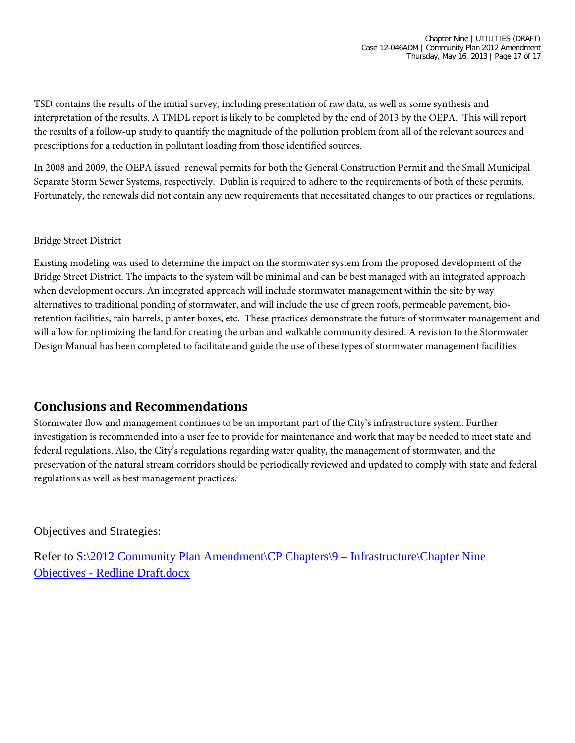TSD contains the results of the initial survey, including presentation of raw data, as well as some synthesis and interpretation of the results. A TMDL report is likely to be completed by the end of 2013 by the OEPA. This will report the results of a follow-up study to quantify the magnitude of the pollution problem from all of the relevant sources and prescriptions for a reduction in pollutant loading from those identified sources.

In 2008 and 2009, the OEPA issued renewal permits for both the General Construction Permit and the Small Municipal Separate Storm Sewer Systems, respectively. Dublin is required to adhere to the requirements of both of these permits. Fortunately, the renewals did not contain any new requirements that necessitated changes to our practices or regulations.

Bridge Street District

Existing modeling was used to determine the impact on the stormwater system from the proposed development of the Bridge Street District. The impacts to the system will be minimal and can be best managed with an integrated approach when development occurs. An integrated approach will include stormwater management within the site by way alternatives to traditional ponding of stormwater, and will include the use of green roofs, permeable pavement, bio-retention facilities, rain barrels, planter boxes, etc. These practices demonstrate the future of stormwater management and will allow for optimizing the land for creating the urban and walkable community desired. A revision to the Stormwater Design Manual has been completed to facilitate and guide the use of these types of stormwater management facilities.

## Conclusions and Recommendations

Stormwater flow and management continues to be an important part of the City's infrastructure system. Further investigation is recommended into a user fee to provide for maintenance and work that may be needed to meet state and federal regulations. Also, the City's regulations regarding water quality, the management of stormwater, and the preservation of the natural stream corridors should be periodically reviewed and updated to comply with state and federal regulations as well as best management practices.

Objectives and Strategies:

Refer to S:\2012 Community Plan Amendment\CP Chapters\9 – Infrastructure\Chapter Nine Objectives - Redline Draft.docx